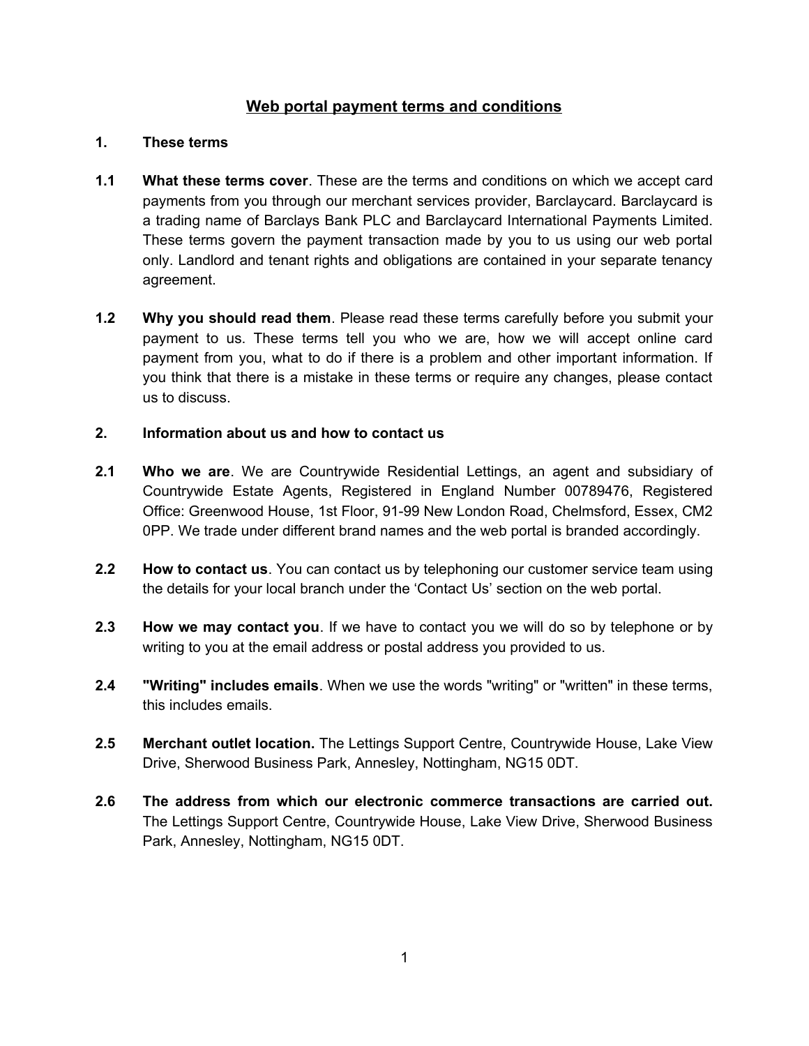# Web portal payment terms and conditions

## 1. These terms

**1.1 What these terms cover**. These are the terms and conditions on which we accept card payments from you through our merchant services provider, Barclaycard. Barclaycard is a trading name of Barclays Bank PLC and Barclaycard International Payments Limited. These terms govern the payment transaction made by you to us using our web portal only. Landlord and tenant rights and obligations are contained in your separate tenancy agreement.

**1.2 Why you should read them**. Please read these terms carefully before you submit your payment to us. These terms tell you who we are, how we will accept online card payment from you, what to do if there is a problem and other important information. If you think that there is a mistake in these terms or require any changes, please contact us to discuss.

## 2. Information about us and how to contact us

**2.1 Who we are**. We are Countrywide Residential Lettings, an agent and subsidiary of Countrywide Estate Agents, Registered in England Number 00789476, Registered Office: Greenwood House, 1st Floor, 91-99 New London Road, Chelmsford, Essex, CM2 0PP. We trade under different brand names and the web portal is branded accordingly.

**2.2 How to contact us**. You can contact us by telephoning our customer service team using the details for your local branch under the 'Contact Us' section on the web portal.

**2.3 How we may contact you**. If we have to contact you we will do so by telephone or by writing to you at the email address or postal address you provided to us.

**2.4 "Writing" includes emails**. When we use the words "writing" or "written" in these terms, this includes emails.

**2.5 Merchant outlet location.** The Lettings Support Centre, Countrywide House, Lake View Drive, Sherwood Business Park, Annesley, Nottingham, NG15 0DT.

**2.6 The address from which our electronic commerce transactions are carried out.** The Lettings Support Centre, Countrywide House, Lake View Drive, Sherwood Business Park, Annesley, Nottingham, NG15 0DT.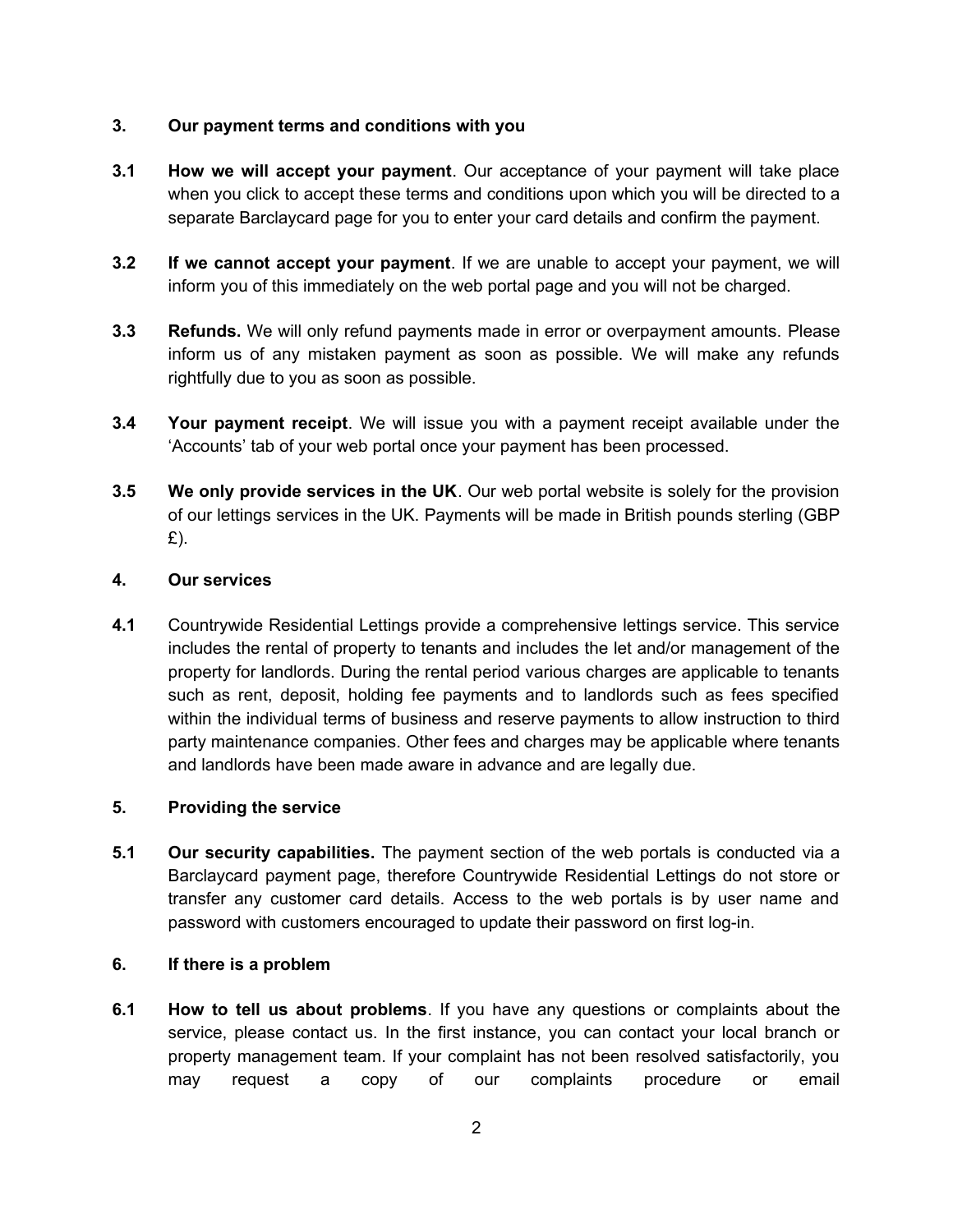## 3. Our payment terms and conditions with you

**3.1 How we will accept your payment**. Our acceptance of your payment will take place when you click to accept these terms and conditions upon which you will be directed to a separate Barclaycard page for you to enter your card details and confirm the payment.

**3.2 If we cannot accept your payment**. If we are unable to accept your payment, we will inform you of this immediately on the web portal page and you will not be charged.

**3.3 Refunds.** We will only refund payments made in error or overpayment amounts. Please inform us of any mistaken payment as soon as possible. We will make any refunds rightfully due to you as soon as possible.

**3.4 Your payment receipt**. We will issue you with a payment receipt available under the 'Accounts' tab of your web portal once your payment has been processed.

**3.5 We only provide services in the UK**. Our web portal website is solely for the provision of our lettings services in the UK. Payments will be made in British pounds sterling (GBP £).

## 4. Our services

**4.1** Countrywide Residential Lettings provide a comprehensive lettings service. This service includes the rental of property to tenants and includes the let and/or management of the property for landlords. During the rental period various charges are applicable to tenants such as rent, deposit, holding fee payments and to landlords such as fees specified within the individual terms of business and reserve payments to allow instruction to third party maintenance companies. Other fees and charges may be applicable where tenants and landlords have been made aware in advance and are legally due.

## 5. Providing the service

**5.1 Our security capabilities.** The payment section of the web portals is conducted via a Barclaycard payment page, therefore Countrywide Residential Lettings do not store or transfer any customer card details. Access to the web portals is by user name and password with customers encouraged to update their password on first log-in.

## 6. If there is a problem

**6.1 How to tell us about problems**. If you have any questions or complaints about the service, please contact us. In the first instance, you can contact your local branch or property management team. If your complaint has not been resolved satisfactorily, you may request a copy of our complaints procedure or email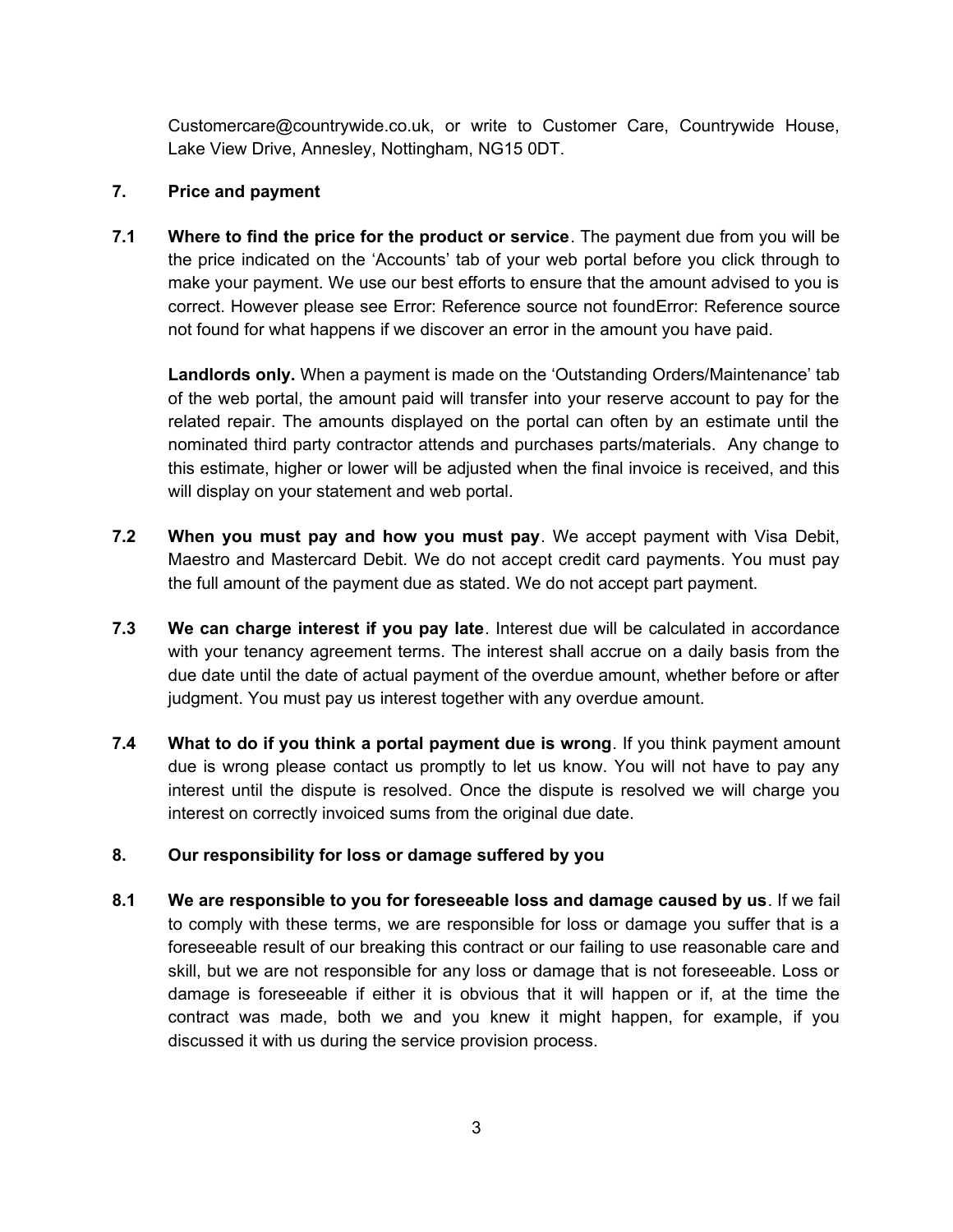Customercare@countrywide.co.uk, or write to Customer Care, Countrywide House, Lake View Drive, Annesley, Nottingham, NG15 0DT.

## 7. Price and payment

**7.1 Where to find the price for the product or service**. The payment due from you will be the price indicated on the 'Accounts' tab of your web portal before you click through to make your payment. We use our best efforts to ensure that the amount advised to you is correct. However please see Error: Reference source not foundError: Reference source not found for what happens if we discover an error in the amount you have paid.

**Landlords only.** When a payment is made on the 'Outstanding Orders/Maintenance' tab of the web portal, the amount paid will transfer into your reserve account to pay for the related repair. The amounts displayed on the portal can often by an estimate until the nominated third party contractor attends and purchases parts/materials. Any change to this estimate, higher or lower will be adjusted when the final invoice is received, and this will display on your statement and web portal.

**7.2 When you must pay and how you must pay**. We accept payment with Visa Debit, Maestro and Mastercard Debit. We do not accept credit card payments. You must pay the full amount of the payment due as stated. We do not accept part payment.

**7.3 We can charge interest if you pay late**. Interest due will be calculated in accordance with your tenancy agreement terms. The interest shall accrue on a daily basis from the due date until the date of actual payment of the overdue amount, whether before or after judgment. You must pay us interest together with any overdue amount.

**7.4 What to do if you think a portal payment due is wrong**. If you think payment amount due is wrong please contact us promptly to let us know. You will not have to pay any interest until the dispute is resolved. Once the dispute is resolved we will charge you interest on correctly invoiced sums from the original due date.

## 8. Our responsibility for loss or damage suffered by you

**8.1 We are responsible to you for foreseeable loss and damage caused by us**. If we fail to comply with these terms, we are responsible for loss or damage you suffer that is a foreseeable result of our breaking this contract or our failing to use reasonable care and skill, but we are not responsible for any loss or damage that is not foreseeable. Loss or damage is foreseeable if either it is obvious that it will happen or if, at the time the contract was made, both we and you knew it might happen, for example, if you discussed it with us during the service provision process.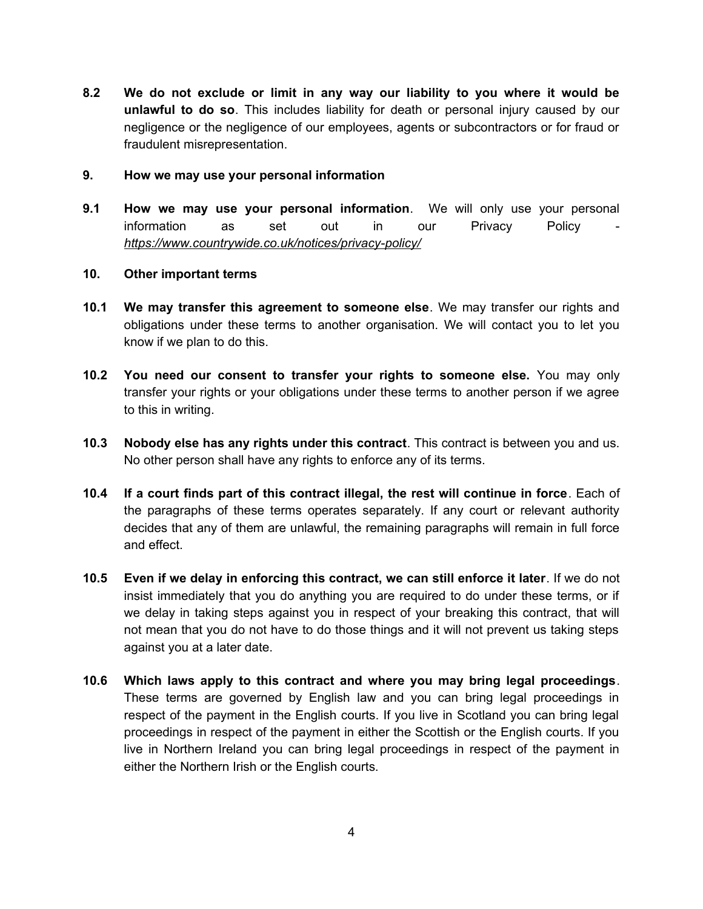**8.2 We do not exclude or limit in any way our liability to you where it would be unlawful to do so**. This includes liability for death or personal injury caused by our negligence or the negligence of our employees, agents or subcontractors or for fraud or fraudulent misrepresentation.

## 9. How we may use your personal information

**9.1 How we may use your personal information**. We will only use your personal information as set out in our Privacy Policy - *https://www.countrywide.co.uk/notices/privacy-policy/*

## 10. Other important terms

**10.1 We may transfer this agreement to someone else**. We may transfer our rights and obligations under these terms to another organisation. We will contact you to let you know if we plan to do this.

**10.2 You need our consent to transfer your rights to someone else.** You may only transfer your rights or your obligations under these terms to another person if we agree to this in writing.

**10.3 Nobody else has any rights under this contract**. This contract is between you and us. No other person shall have any rights to enforce any of its terms.

**10.4 If a court finds part of this contract illegal, the rest will continue in force**. Each of the paragraphs of these terms operates separately. If any court or relevant authority decides that any of them are unlawful, the remaining paragraphs will remain in full force and effect.

**10.5 Even if we delay in enforcing this contract, we can still enforce it later**. If we do not insist immediately that you do anything you are required to do under these terms, or if we delay in taking steps against you in respect of your breaking this contract, that will not mean that you do not have to do those things and it will not prevent us taking steps against you at a later date.

**10.6 Which laws apply to this contract and where you may bring legal proceedings**. These terms are governed by English law and you can bring legal proceedings in respect of the payment in the English courts. If you live in Scotland you can bring legal proceedings in respect of the payment in either the Scottish or the English courts. If you live in Northern Ireland you can bring legal proceedings in respect of the payment in either the Northern Irish or the English courts.